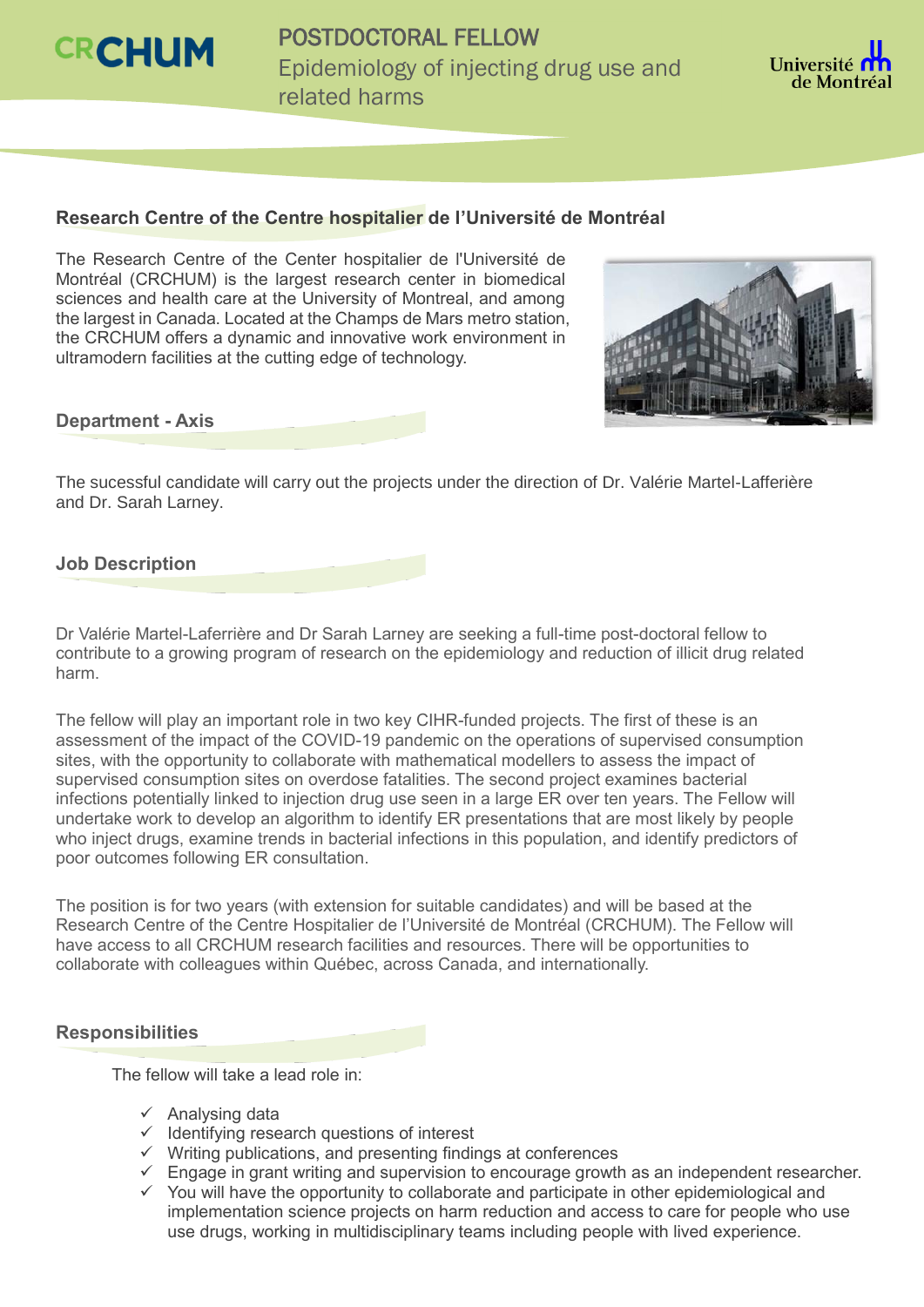CRCHUM

# POSTDOCTORAL FELLOW

Epidemiology of injecting drug use and related harms

Université de Montréal

## Research Centre of the Centre hospitalier de l'Université de Montréal

The Research Centre of the Center hospitalier de l'Université de Montréal (CRCHUM) is the largest research center in biomedical sciences and health care at the University of Montreal, and among the largest in Canada. Located at the Champs de Mars metro station, the CRCHUM offers a dynamic and innovative work environment in ultramodern facilities at the cutting edge of technology.

## Department - Axis

The sucessful candidate will carry out the projects under the direction of Dr. Valérie Martel-Lafferière and Dr. Sarah Larney.

## Job Description

Dr Valérie Martel-Laferrière and Dr Sarah Larney are seeking a full-time post-doctoral fellow to contribute to a growing program of research on the epidemiology and reduction of illicit drug related harm.

The fellow will play an important role in two key CIHR-funded projects. The first of these is an assessment of the impact of the COVID-19 pandemic on the operations of supervised consumption sites, with the opportunity to collaborate with mathematical modellers to assess the impact of supervised consumption sites on overdose fatalities. The second project examines bacterial infections potentially linked to injection drug use seen in a large ER over ten years. The Fellow will undertake work to develop an algorithm to identify ER presentations that are most likely by people who inject drugs, examine trends in bacterial infections in this population, and identify predictors of poor outcomes following ER consultation.

The position is for two years (with extension for suitable candidates) and will be based at the Research Centre of the Centre Hospitalier de l'Université de Montréal (CRCHUM). The Fellow will have access to all CRCHUM research facilities and resources. There will be opportunities to collaborate with colleagues within Québec, across Canada, and internationally.

## Responsibilities

The fellow will take a lead role in:

- ✓ Analysing data
- ✓ Identifying research questions of interest
- ✓ Writing publications, and presenting findings at conferences
- ✓ Engage in grant writing and supervision to encourage growth as an independent researcher.
- ✓ You will have the opportunity to collaborate and participate in other epidemiological and implementation science projects on harm reduction and access to care for people who use use drugs, working in multidisciplinary teams including people with lived experience.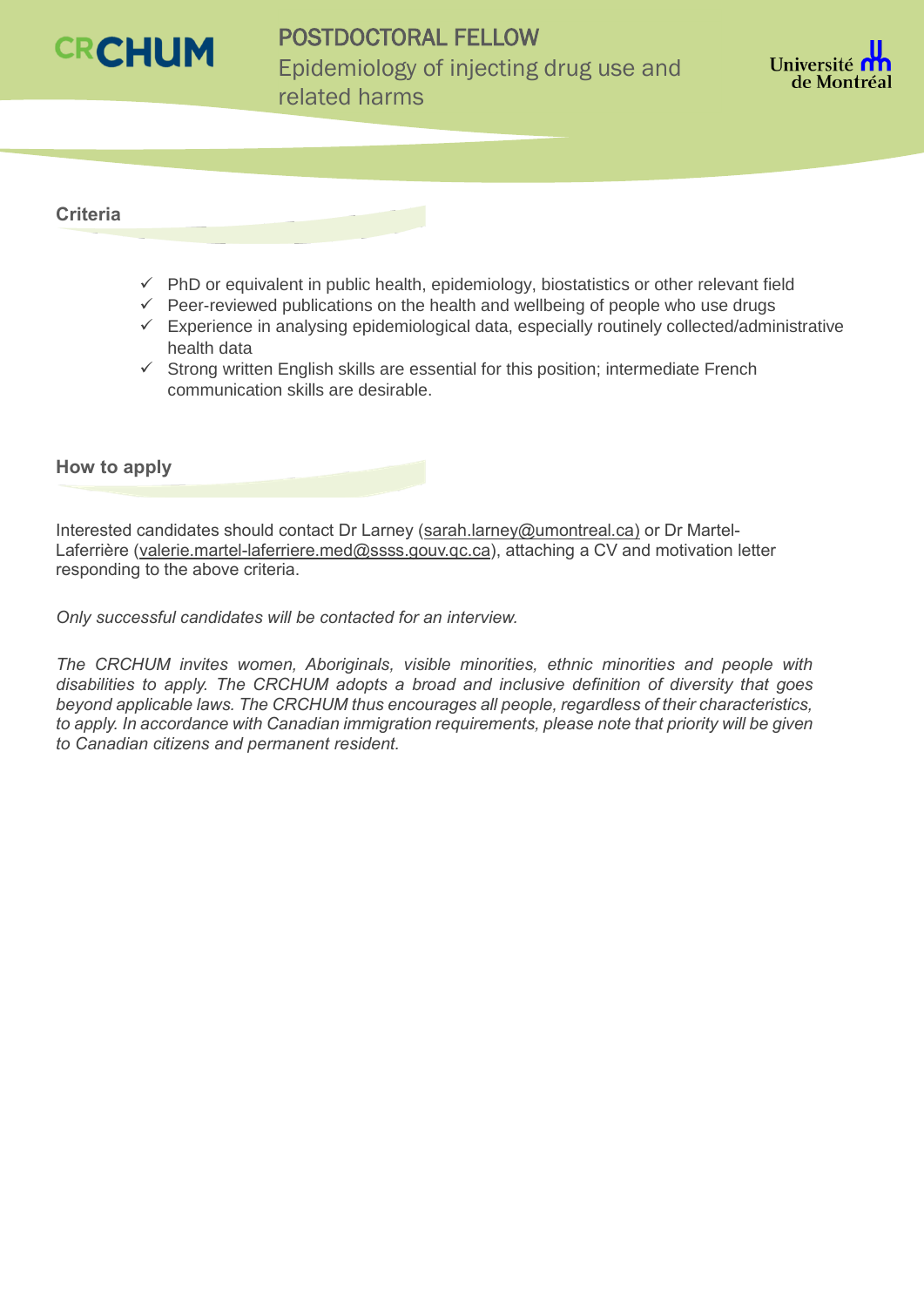## Criteria

- ✓ PhD or equivalent in public health, epidemiology, biostatistics or other relevant field
- ✓ Peer-reviewed publications on the health and wellbeing of people who use drugs
- ✓ Experience in analysing epidemiological data, especially routinely collected/administrative health data
- ✓ Strong written English skills are essential for this position; intermediate French communication skills are desirable.

## How to apply

Interested candidates should contact Dr Larney (sarah.larney@umontreal.ca) or Dr Martel-Laferrière (valerie.martel-laferriere.med@ssss.gouv.qc.ca), attaching a CV and motivation letter responding to the above criteria.

*Only successful candidates will be contacted for an interview.*

*The CRCHUM invites women, Aboriginals, visible minorities, ethnic minorities and people with disabilities to apply. The CRCHUM adopts a broad and inclusive definition of diversity that goes beyond applicable laws. The CRCHUM thus encourages all people, regardless of their characteristics, to apply. In accordance with Canadian immigration requirements, please note that priority will be given to Canadian citizens and permanent resident.*